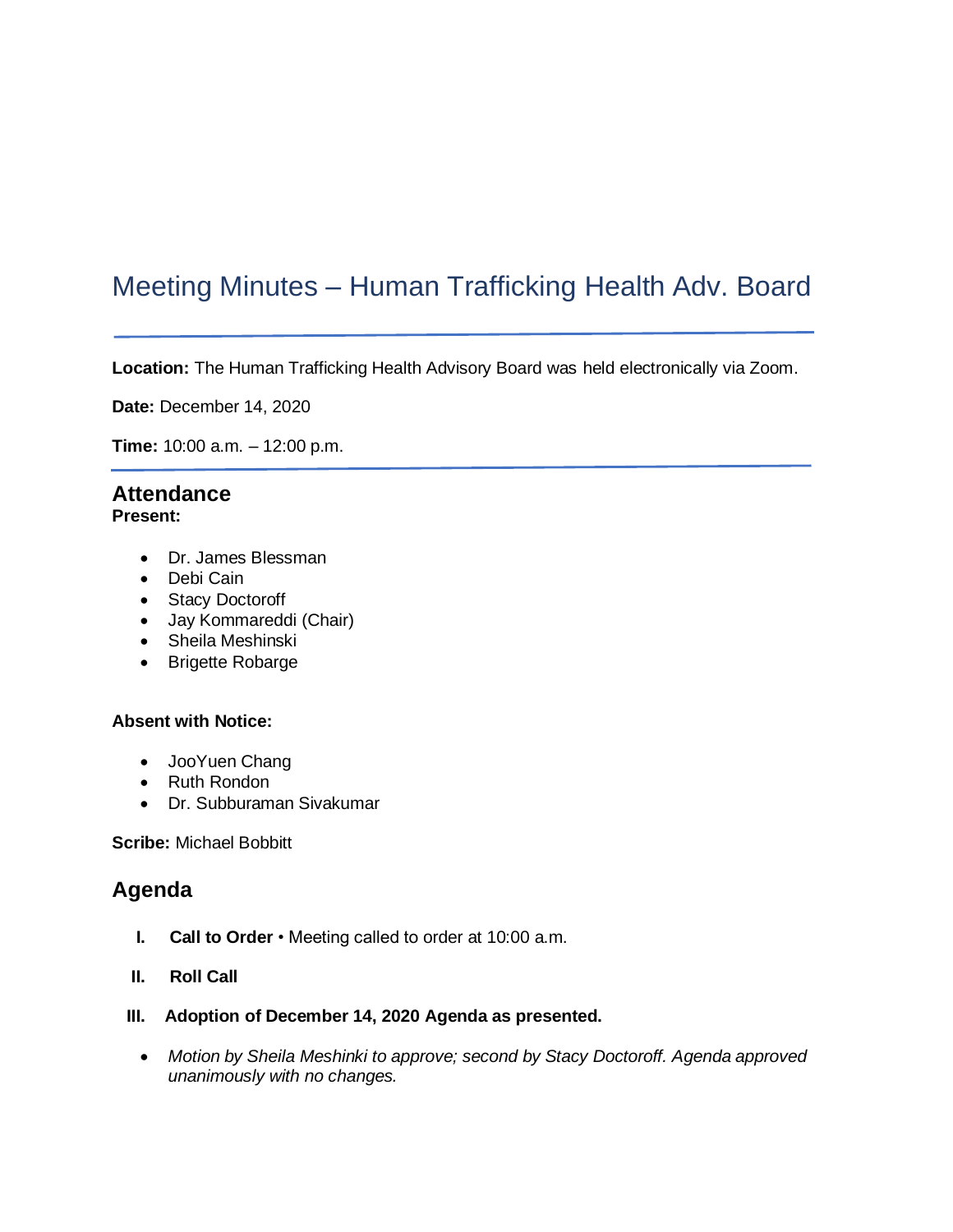# Meeting Minutes – Human Trafficking Health Adv. Board

---

**Location:** The Human Trafficking Health Advisory Board was held electronically via Zoom.

**Date:** December 14, 2020

**Time:** 10:00 a.m. – 12:00 p.m.

---

## Attendance

**Present:**

- Dr. James Blessman
- Debi Cain
- Stacy Doctoroff
- Jay Kommareddi (Chair)
- Sheila Meshinski
- Brigette Robarge

**Absent with Notice:**

- JooYuen Chang
- Ruth Rondon
- Dr. Subburaman Sivakumar

**Scribe:** Michael Bobbitt

## Agenda

I. **Call to Order** • Meeting called to order at 10:00 a.m.

II. **Roll Call**

III. **Adoption of December 14, 2020 Agenda as presented.**

- *Motion by Sheila Meshinki to approve; second by Stacy Doctoroff. Agenda approved unanimously with no changes.*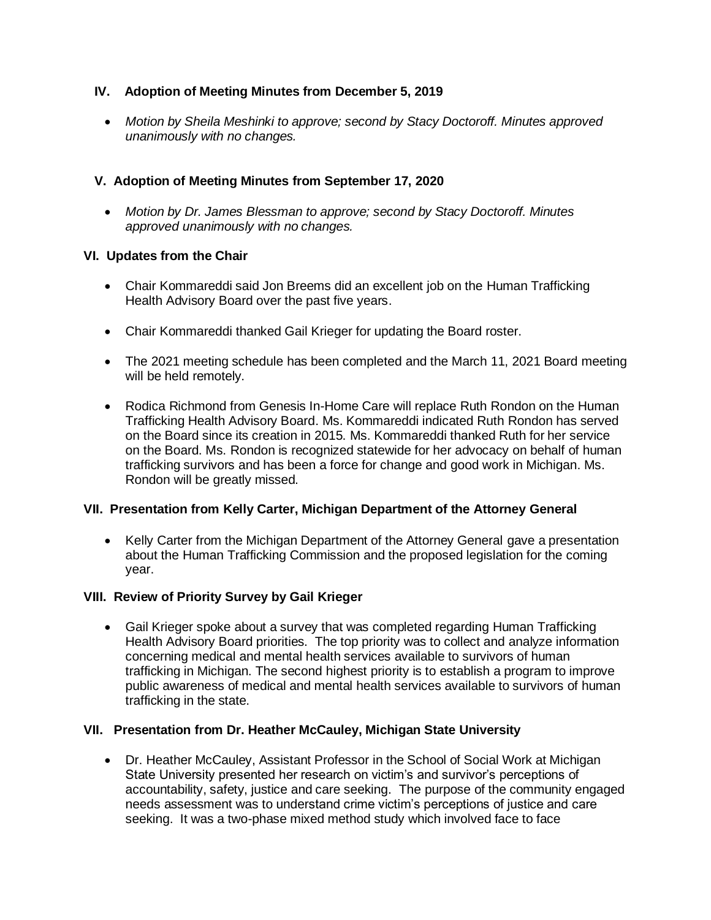## IV. Adoption of Meeting Minutes from December 5, 2019

- *Motion by Sheila Meshinki to approve; second by Stacy Doctoroff. Minutes approved unanimously with no changes.*

## V. Adoption of Meeting Minutes from September 17, 2020

- *Motion by Dr. James Blessman to approve; second by Stacy Doctoroff. Minutes approved unanimously with no changes.*

## VI. Updates from the Chair

- Chair Kommareddi said Jon Breems did an excellent job on the Human Trafficking Health Advisory Board over the past five years.
- Chair Kommareddi thanked Gail Krieger for updating the Board roster.
- The 2021 meeting schedule has been completed and the March 11, 2021 Board meeting will be held remotely.
- Rodica Richmond from Genesis In-Home Care will replace Ruth Rondon on the Human Trafficking Health Advisory Board. Ms. Kommareddi indicated Ruth Rondon has served on the Board since its creation in 2015. Ms. Kommareddi thanked Ruth for her service on the Board. Ms. Rondon is recognized statewide for her advocacy on behalf of human trafficking survivors and has been a force for change and good work in Michigan. Ms. Rondon will be greatly missed.

## VII. Presentation from Kelly Carter, Michigan Department of the Attorney General

- Kelly Carter from the Michigan Department of the Attorney General gave a presentation about the Human Trafficking Commission and the proposed legislation for the coming year.

## VIII. Review of Priority Survey by Gail Krieger

- Gail Krieger spoke about a survey that was completed regarding Human Trafficking Health Advisory Board priorities. The top priority was to collect and analyze information concerning medical and mental health services available to survivors of human trafficking in Michigan. The second highest priority is to establish a program to improve public awareness of medical and mental health services available to survivors of human trafficking in the state.

## VII. Presentation from Dr. Heather McCauley, Michigan State University

- Dr. Heather McCauley, Assistant Professor in the School of Social Work at Michigan State University presented her research on victim's and survivor's perceptions of accountability, safety, justice and care seeking. The purpose of the community engaged needs assessment was to understand crime victim's perceptions of justice and care seeking. It was a two-phase mixed method study which involved face to face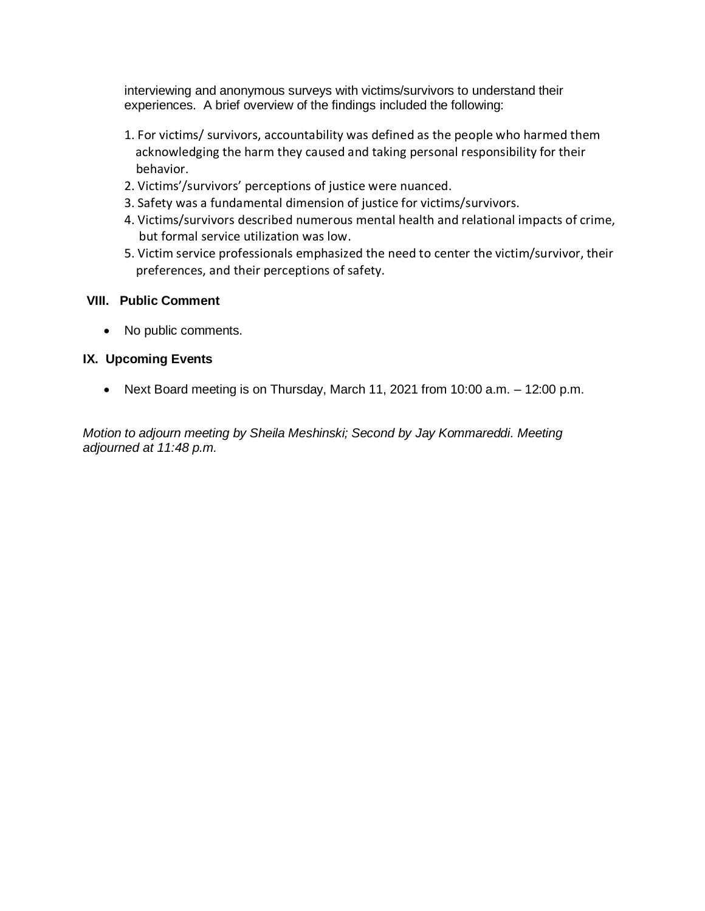interviewing and anonymous surveys with victims/survivors to understand their experiences. A brief overview of the findings included the following:

1. For victims/ survivors, accountability was defined as the people who harmed them acknowledging the harm they caused and taking personal responsibility for their behavior.
2. Victims'/survivors' perceptions of justice were nuanced.
3. Safety was a fundamental dimension of justice for victims/survivors.
4. Victims/survivors described numerous mental health and relational impacts of crime, but formal service utilization was low.
5. Victim service professionals emphasized the need to center the victim/survivor, their preferences, and their perceptions of safety.

### VIII. Public Comment

- No public comments.

### IX. Upcoming Events

- Next Board meeting is on Thursday, March 11, 2021 from 10:00 a.m. – 12:00 p.m.

*Motion to adjourn meeting by Sheila Meshinski; Second by Jay Kommareddi. Meeting adjourned at 11:48 p.m.*